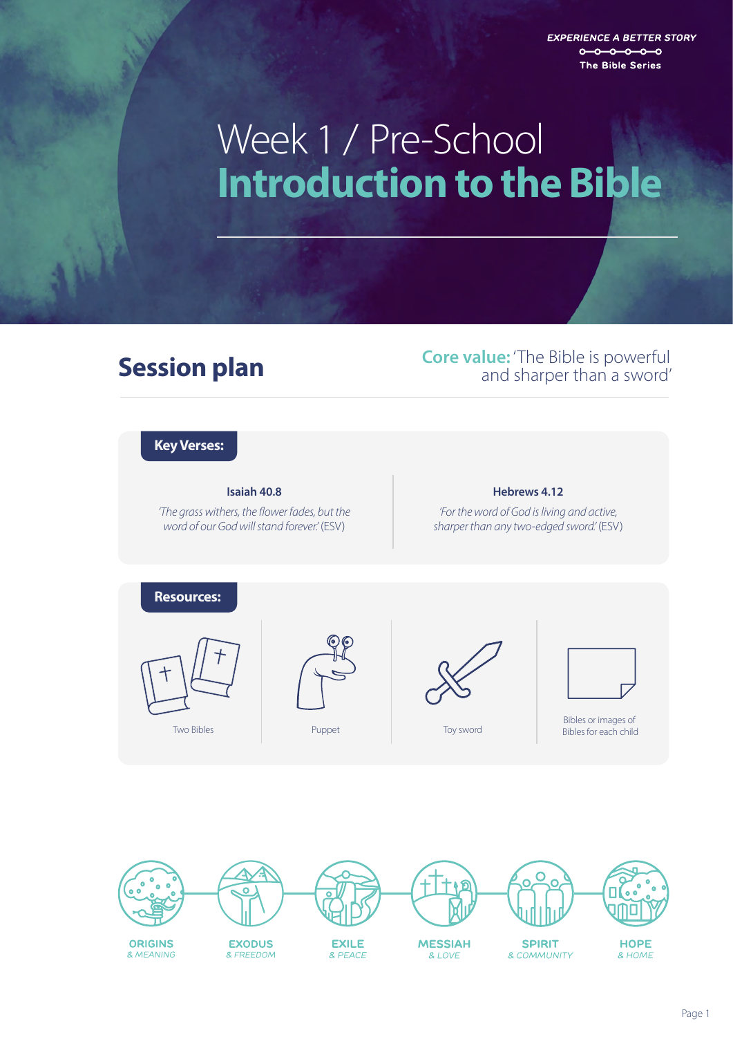EXPERIENCE A BETTER STORY

The Bible Series

# Week 1 / Pre-School
# **Introduction to the Bible**

## Session plan

**Core value:** 'The Bible is powerful and sharper than a sword'

### Key Verses:

**Isaiah 40.8**

*'The grass withers, the flower fades, but the word of our God will stand forever.'* (ESV)

**Hebrews 4.12**

*'For the word of God is living and active, sharper than any two-edged sword.'* (ESV)

### Resources:

- Two Bibles
- Puppet
- Toy sword
- Bibles or images of Bibles for each child

ORIGINS & MEANING — EXODUS & FREEDOM — EXILE & PEACE — MESSIAH & LOVE — SPIRIT & COMMUNITY — HOPE & HOME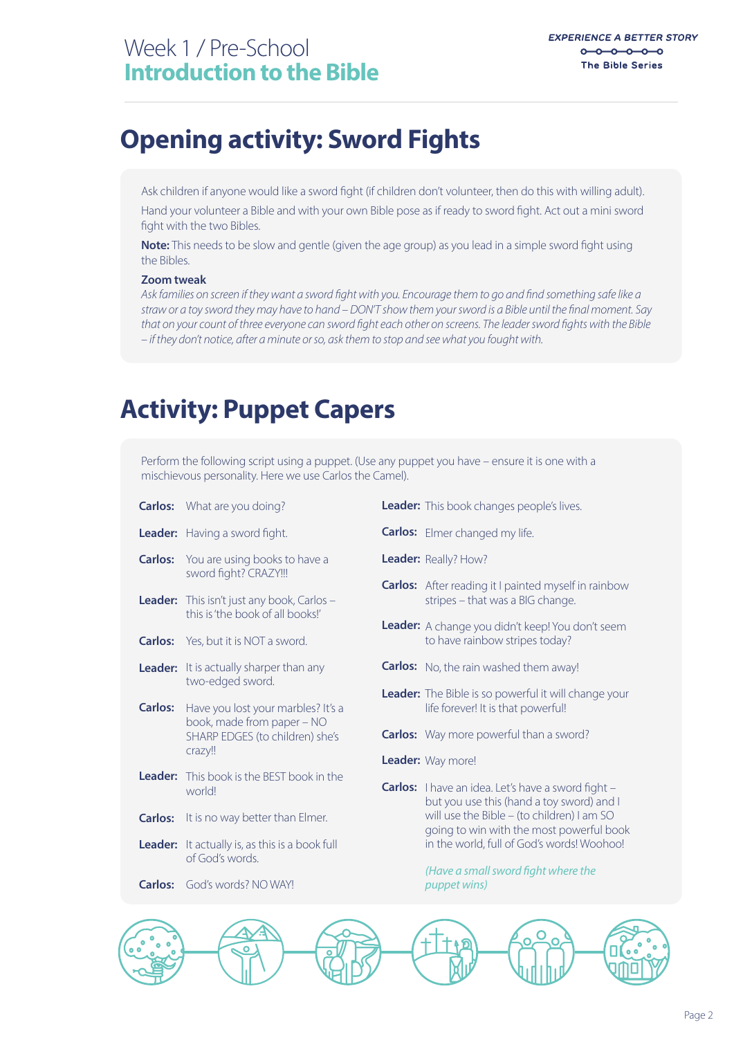# Opening activity: Sword Fights

Ask children if anyone would like a sword fight (if children don't volunteer, then do this with willing adult).

Hand your volunteer a Bible and with your own Bible pose as if ready to sword fight. Act out a mini sword fight with the two Bibles.

**Note:** This needs to be slow and gentle (given the age group) as you lead in a simple sword fight using the Bibles.

**Zoom tweak**

*Ask families on screen if they want a sword fight with you. Encourage them to go and find something safe like a straw or a toy sword they may have to hand – DON'T show them your sword is a Bible until the final moment. Say that on your count of three everyone can sword fight each other on screens. The leader sword fights with the Bible – if they don't notice, after a minute or so, ask them to stop and see what you fought with.*

# Activity: Puppet Capers

Perform the following script using a puppet. (Use any puppet you have – ensure it is one with a mischievous personality. Here we use Carlos the Camel).

**Carlos:** What are you doing?

**Leader:** Having a sword fight.

**Carlos:** You are using books to have a sword fight? CRAZY!!!

**Leader:** This isn't just any book, Carlos – this is 'the book of all books!'

**Carlos:** Yes, but it is NOT a sword.

**Leader:** It is actually sharper than any two-edged sword.

**Carlos:** Have you lost your marbles? It's a book, made from paper – NO SHARP EDGES (to children) she's crazy!!

**Leader:** This book is the BEST book in the world!

**Carlos:** It is no way better than Elmer.

**Leader:** It actually is, as this is a book full of God's words.

**Carlos:** God's words? NO WAY!

**Leader:** This book changes people's lives.

**Carlos:** Elmer changed my life.

**Leader:** Really? How?

**Carlos:** After reading it I painted myself in rainbow stripes – that was a BIG change.

**Leader:** A change you didn't keep! You don't seem to have rainbow stripes today?

**Carlos:** No, the rain washed them away!

**Leader:** The Bible is so powerful it will change your life forever! It is that powerful!

**Carlos:** Way more powerful than a sword?

**Leader:** Way more!

**Carlos:** I have an idea. Let's have a sword fight – but you use this (hand a toy sword) and I will use the Bible – (to children) I am SO going to win with the most powerful book in the world, full of God's words! Woohoo!

*(Have a small sword fight where the puppet wins)*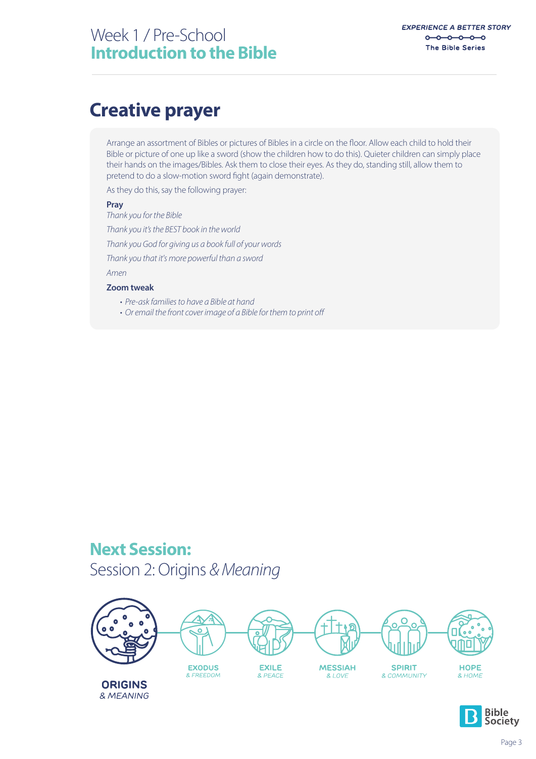# Creative prayer

Arrange an assortment of Bibles or pictures of Bibles in a circle on the floor. Allow each child to hold their Bible or picture of one up like a sword (show the children how to do this). Quieter children can simply place their hands on the images/Bibles. Ask them to close their eyes. As they do, standing still, allow them to pretend to do a slow-motion sword fight (again demonstrate).

As they do this, say the following prayer:

**Pray**

*Thank you for the Bible*

*Thank you it's the BEST book in the world*

*Thank you God for giving us a book full of your words*

*Thank you that it's more powerful than a sword*

*Amen*

**Zoom tweak**

- *Pre-ask families to have a Bible at hand*
- *Or email the front cover image of a Bible for them to print off*

## Next Session:

Session 2: Origins & *Meaning*

ORIGINS
& MEANING

EXODUS
& FREEDOM

EXILE
& PEACE

MESSIAH
& LOVE

SPIRIT
& COMMUNITY

HOPE
& HOME